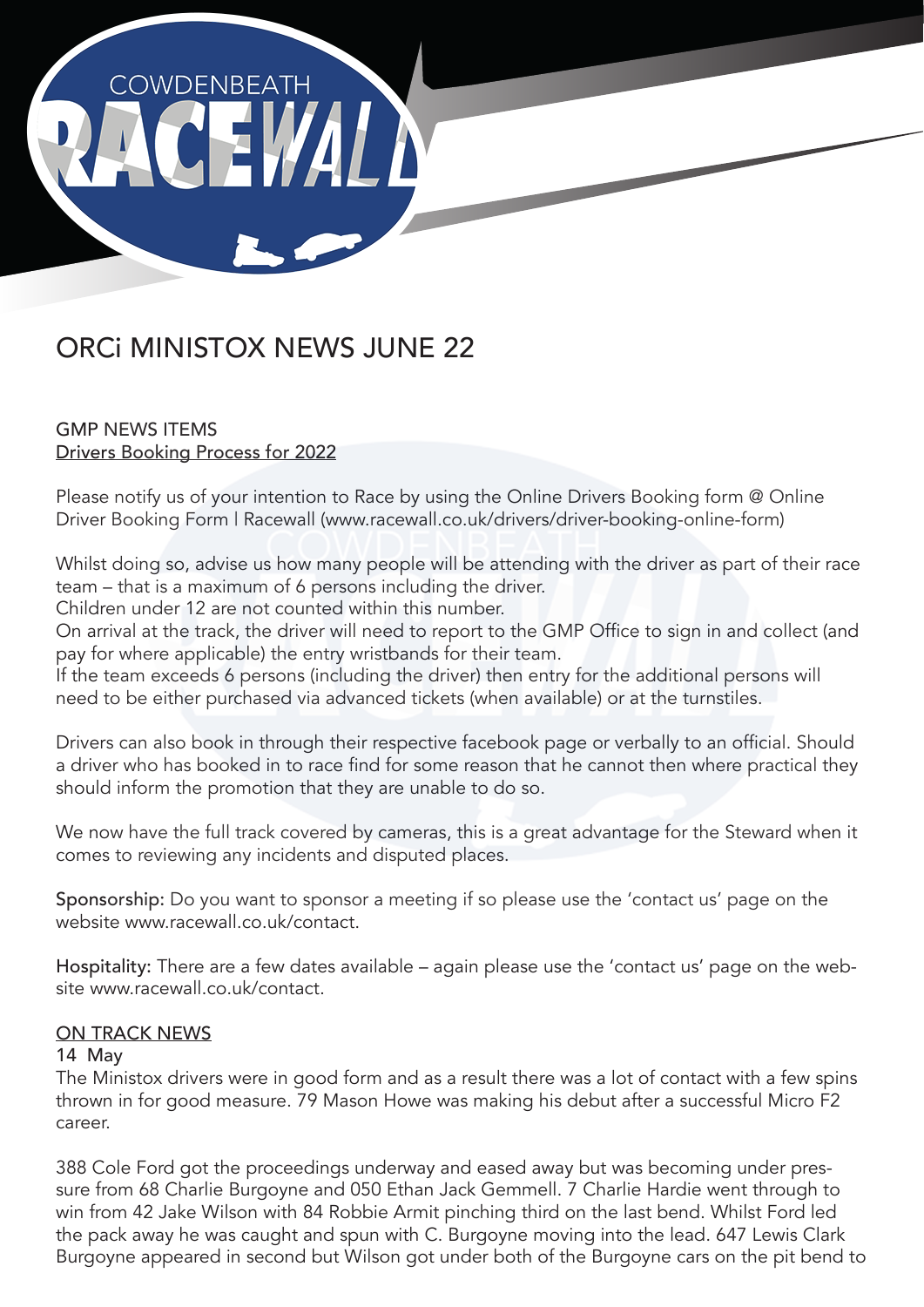# ORCi MINISTOX NEWS JUNE 22

## GMP NEWS ITEMS

Drivers Booking Process for 2022

Please notify us of your intention to Race by using the Online Drivers Booking form @ Online Driver Booking Form | Racewall (www.racewall.co.uk/drivers/driver-booking-online-form)

Whilst doing so, advise us how many people will be attending with the driver as part of their race team – that is a maximum of 6 persons including the driver.
Children under 12 are not counted within this number.
On arrival at the track, the driver will need to report to the GMP Office to sign in and collect (and pay for where applicable) the entry wristbands for their team.
If the team exceeds 6 persons (including the driver) then entry for the additional persons will need to be either purchased via advanced tickets (when available) or at the turnstiles.

Drivers can also book in through their respective facebook page or verbally to an official. Should a driver who has booked in to race find for some reason that he cannot then where practical they should inform the promotion that they are unable to do so.

We now have the full track covered by cameras, this is a great advantage for the Steward when it comes to reviewing any incidents and disputed places.

**Sponsorship:** Do you want to sponsor a meeting if so please use the 'contact us' page on the website www.racewall.co.uk/contact.

**Hospitality:** There are a few dates available – again please use the 'contact us' page on the website www.racewall.co.uk/contact.

## ON TRACK NEWS

### 14 May

The Ministox drivers were in good form and as a result there was a lot of contact with a few spins thrown in for good measure. 79 Mason Howe was making his debut after a successful Micro F2 career.

388 Cole Ford got the proceedings underway and eased away but was becoming under pressure from 68 Charlie Burgoyne and 050 Ethan Jack Gemmell. 7 Charlie Hardie went through to win from 42 Jake Wilson with 84 Robbie Armit pinching third on the last bend. Whilst Ford led the pack away he was caught and spun with C. Burgoyne moving into the lead. 647 Lewis Clark Burgoyne appeared in second but Wilson got under both of the Burgoyne cars on the pit bend to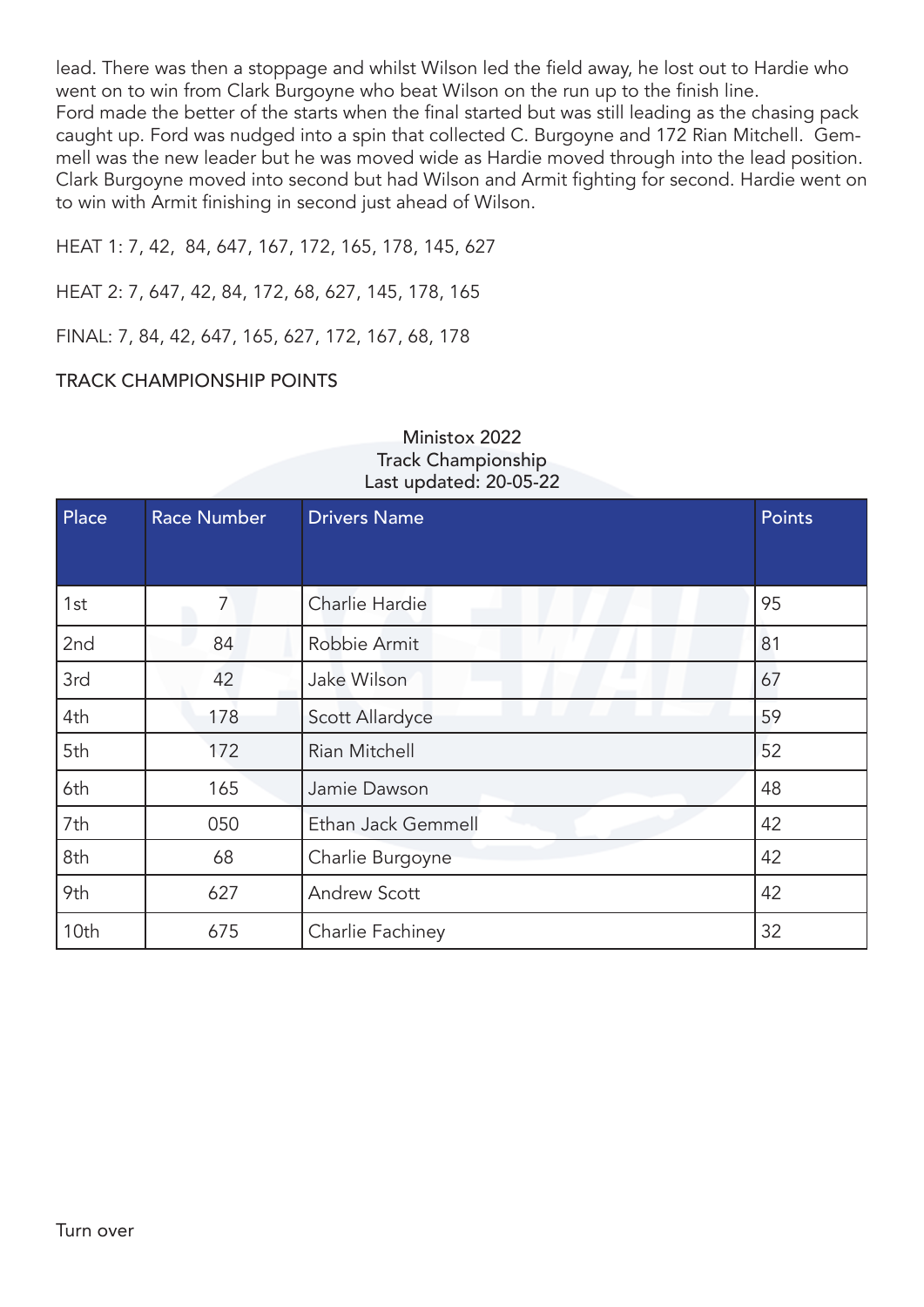lead. There was then a stoppage and whilst Wilson led the field away, he lost out to Hardie who went on to win from Clark Burgoyne who beat Wilson on the run up to the finish line.
Ford made the better of the starts when the final started but was still leading as the chasing pack caught up. Ford was nudged into a spin that collected C. Burgoyne and 172 Rian Mitchell. Gemmell was the new leader but he was moved wide as Hardie moved through into the lead position. Clark Burgoyne moved into second but had Wilson and Armit fighting for second. Hardie went on to win with Armit finishing in second just ahead of Wilson.

HEAT 1: 7, 42, 84, 647, 167, 172, 165, 178, 145, 627

HEAT 2: 7, 647, 42, 84, 172, 68, 627, 145, 178, 165

FINAL: 7, 84, 42, 647, 165, 627, 172, 167, 68, 178

TRACK CHAMPIONSHIP POINTS

Ministox 2022
Track Championship
Last updated: 20-05-22

| Place | Race Number | Drivers Name | Points |
|---|---|---|---|
| 1st | 7 | Charlie Hardie | 95 |
| 2nd | 84 | Robbie Armit | 81 |
| 3rd | 42 | Jake Wilson | 67 |
| 4th | 178 | Scott Allardyce | 59 |
| 5th | 172 | Rian Mitchell | 52 |
| 6th | 165 | Jamie Dawson | 48 |
| 7th | 050 | Ethan Jack Gemmell | 42 |
| 8th | 68 | Charlie Burgoyne | 42 |
| 9th | 627 | Andrew Scott | 42 |
| 10th | 675 | Charlie Fachiney | 32 |

Turn over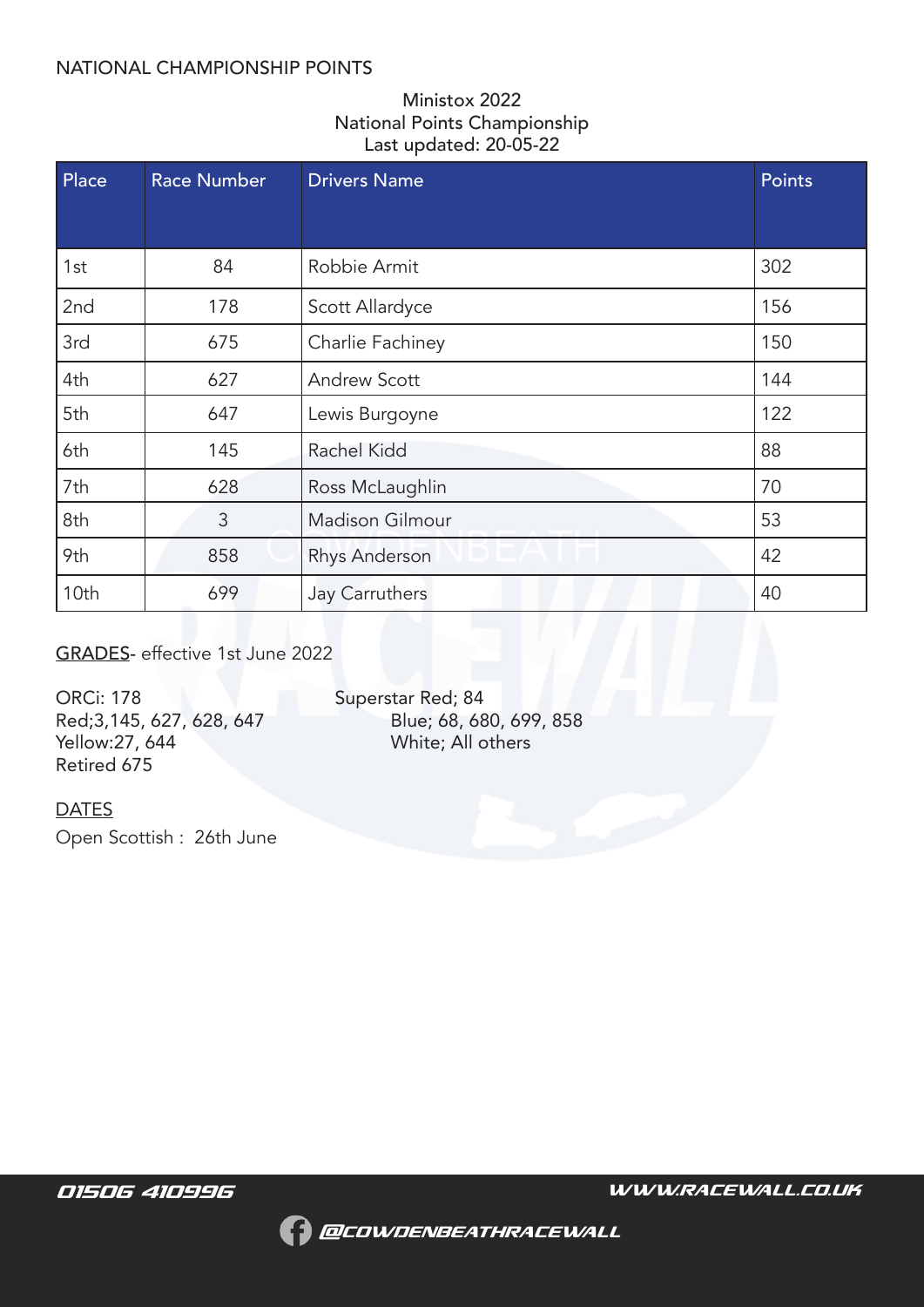NATIONAL CHAMPIONSHIP POINTS

Ministox 2022
National Points Championship
Last updated: 20-05-22

| Place | Race Number | Drivers Name | Points |
|---|---|---|---|
| 1st | 84 | Robbie Armit | 302 |
| 2nd | 178 | Scott Allardyce | 156 |
| 3rd | 675 | Charlie Fachiney | 150 |
| 4th | 627 | Andrew Scott | 144 |
| 5th | 647 | Lewis Burgoyne | 122 |
| 6th | 145 | Rachel Kidd | 88 |
| 7th | 628 | Ross McLaughlin | 70 |
| 8th | 3 | Madison Gilmour | 53 |
| 9th | 858 | Rhys Anderson | 42 |
| 10th | 699 | Jay Carruthers | 40 |

GRADES- effective 1st June 2022

ORCi: 178
Red;3,145, 627, 628, 647
Yellow:27, 644
Retired 675

Superstar Red; 84
Blue; 68, 680, 699, 858
White; All others

DATES

Open Scottish : 26th June

01506 410996

WWW.RACEWALL.CO.UK

@COWDENBEATHRACEWALL